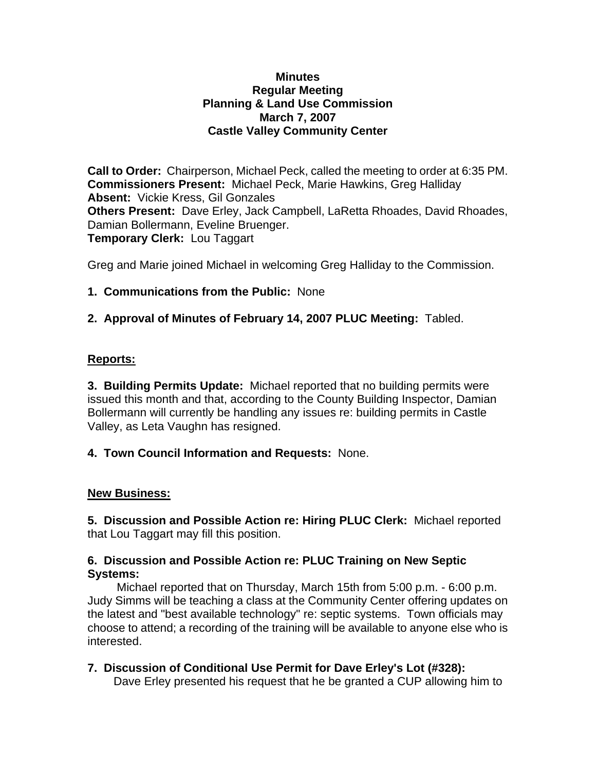**Minutes**
**Regular Meeting**
**Planning & Land Use Commission**
**March 7, 2007**
**Castle Valley Community Center**

**Call to Order:** Chairperson, Michael Peck, called the meeting to order at 6:35 PM.
**Commissioners Present:** Michael Peck, Marie Hawkins, Greg Halliday
**Absent:** Vickie Kress, Gil Gonzales
**Others Present:** Dave Erley, Jack Campbell, LaRetta Rhoades, David Rhoades, Damian Bollermann, Eveline Bruenger.
**Temporary Clerk:** Lou Taggart

Greg and Marie joined Michael in welcoming Greg Halliday to the Commission.

**1. Communications from the Public:** None

**2. Approval of Minutes of February 14, 2007 PLUC Meeting:** Tabled.

**Reports:**

**3. Building Permits Update:** Michael reported that no building permits were issued this month and that, according to the County Building Inspector, Damian Bollermann will currently be handling any issues re: building permits in Castle Valley, as Leta Vaughn has resigned.

**4. Town Council Information and Requests:** None.

**New Business:**

**5. Discussion and Possible Action re: Hiring PLUC Clerk:** Michael reported that Lou Taggart may fill this position.

**6. Discussion and Possible Action re: PLUC Training on New Septic Systems:**

Michael reported that on Thursday, March 15th from 5:00 p.m. - 6:00 p.m. Judy Simms will be teaching a class at the Community Center offering updates on the latest and "best available technology" re: septic systems. Town officials may choose to attend; a recording of the training will be available to anyone else who is interested.

**7. Discussion of Conditional Use Permit for Dave Erley's Lot (#328):**

Dave Erley presented his request that he be granted a CUP allowing him to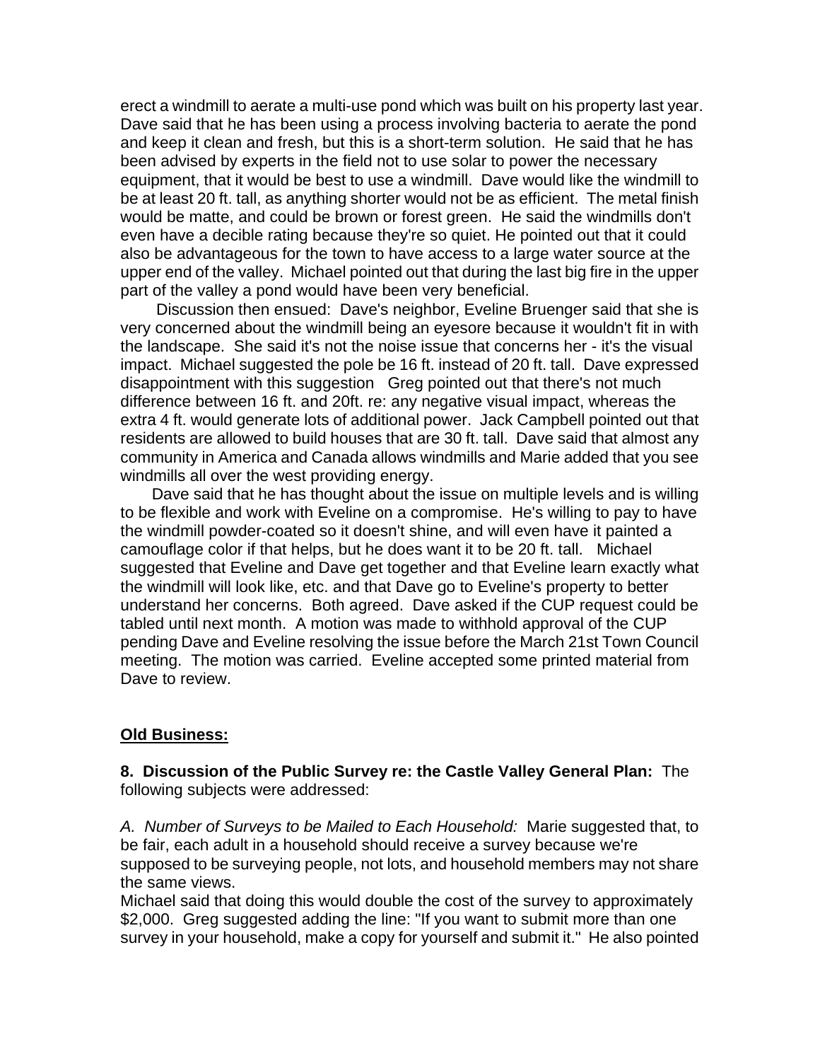erect a windmill to aerate a multi-use pond which was built on his property last year. Dave said that he has been using a process involving bacteria to aerate the pond and keep it clean and fresh, but this is a short-term solution. He said that he has been advised by experts in the field not to use solar to power the necessary equipment, that it would be best to use a windmill. Dave would like the windmill to be at least 20 ft. tall, as anything shorter would not be as efficient. The metal finish would be matte, and could be brown or forest green. He said the windmills don't even have a decible rating because they're so quiet. He pointed out that it could also be advantageous for the town to have access to a large water source at the upper end of the valley. Michael pointed out that during the last big fire in the upper part of the valley a pond would have been very beneficial.

Discussion then ensued: Dave's neighbor, Eveline Bruenger said that she is very concerned about the windmill being an eyesore because it wouldn't fit in with the landscape. She said it's not the noise issue that concerns her - it's the visual impact. Michael suggested the pole be 16 ft. instead of 20 ft. tall. Dave expressed disappointment with this suggestion Greg pointed out that there's not much difference between 16 ft. and 20ft. re: any negative visual impact, whereas the extra 4 ft. would generate lots of additional power. Jack Campbell pointed out that residents are allowed to build houses that are 30 ft. tall. Dave said that almost any community in America and Canada allows windmills and Marie added that you see windmills all over the west providing energy.

Dave said that he has thought about the issue on multiple levels and is willing to be flexible and work with Eveline on a compromise. He's willing to pay to have the windmill powder-coated so it doesn't shine, and will even have it painted a camouflage color if that helps, but he does want it to be 20 ft. tall. Michael suggested that Eveline and Dave get together and that Eveline learn exactly what the windmill will look like, etc. and that Dave go to Eveline's property to better understand her concerns. Both agreed. Dave asked if the CUP request could be tabled until next month. A motion was made to withhold approval of the CUP pending Dave and Eveline resolving the issue before the March 21st Town Council meeting. The motion was carried. Eveline accepted some printed material from Dave to review.

**Old Business:**

**8. Discussion of the Public Survey re: the Castle Valley General Plan:** The following subjects were addressed:

*A. Number of Surveys to be Mailed to Each Household:* Marie suggested that, to be fair, each adult in a household should receive a survey because we're supposed to be surveying people, not lots, and household members may not share the same views.

Michael said that doing this would double the cost of the survey to approximately $2,000. Greg suggested adding the line: "If you want to submit more than one survey in your household, make a copy for yourself and submit it." He also pointed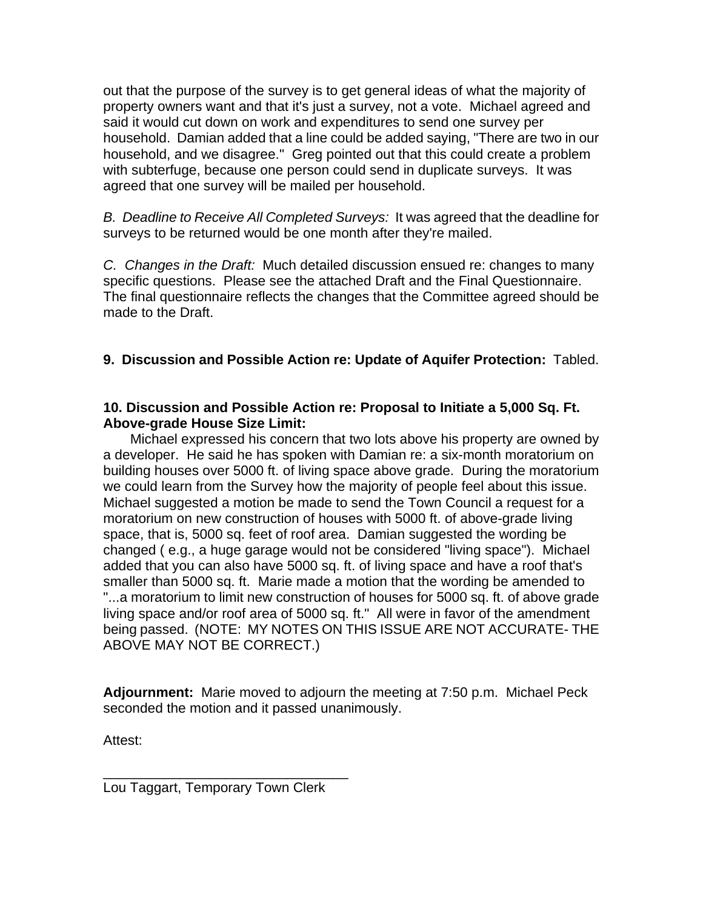out that the purpose of the survey is to get general ideas of what the majority of property owners want and that it's just a survey, not a vote. Michael agreed and said it would cut down on work and expenditures to send one survey per household. Damian added that a line could be added saying, "There are two in our household, and we disagree." Greg pointed out that this could create a problem with subterfuge, because one person could send in duplicate surveys. It was agreed that one survey will be mailed per household.

*B. Deadline to Receive All Completed Surveys:* It was agreed that the deadline for surveys to be returned would be one month after they're mailed.

*C. Changes in the Draft:* Much detailed discussion ensued re: changes to many specific questions. Please see the attached Draft and the Final Questionnaire. The final questionnaire reflects the changes that the Committee agreed should be made to the Draft.

**9. Discussion and Possible Action re: Update of Aquifer Protection:** Tabled.

**10. Discussion and Possible Action re: Proposal to Initiate a 5,000 Sq. Ft. Above-grade House Size Limit:**

Michael expressed his concern that two lots above his property are owned by a developer. He said he has spoken with Damian re: a six-month moratorium on building houses over 5000 ft. of living space above grade. During the moratorium we could learn from the Survey how the majority of people feel about this issue. Michael suggested a motion be made to send the Town Council a request for a moratorium on new construction of houses with 5000 ft. of above-grade living space, that is, 5000 sq. feet of roof area. Damian suggested the wording be changed ( e.g., a huge garage would not be considered "living space"). Michael added that you can also have 5000 sq. ft. of living space and have a roof that's smaller than 5000 sq. ft. Marie made a motion that the wording be amended to "...a moratorium to limit new construction of houses for 5000 sq. ft. of above grade living space and/or roof area of 5000 sq. ft." All were in favor of the amendment being passed. (NOTE: MY NOTES ON THIS ISSUE ARE NOT ACCURATE- THE ABOVE MAY NOT BE CORRECT.)

**Adjournment:** Marie moved to adjourn the meeting at 7:50 p.m. Michael Peck seconded the motion and it passed unanimously.

Attest:

\_\_\_\_\_\_\_\_\_\_\_\_\_\_\_\_\_\_\_\_\_\_\_\_\_\_\_\_\_\_\_\_\_\_
Lou Taggart, Temporary Town Clerk